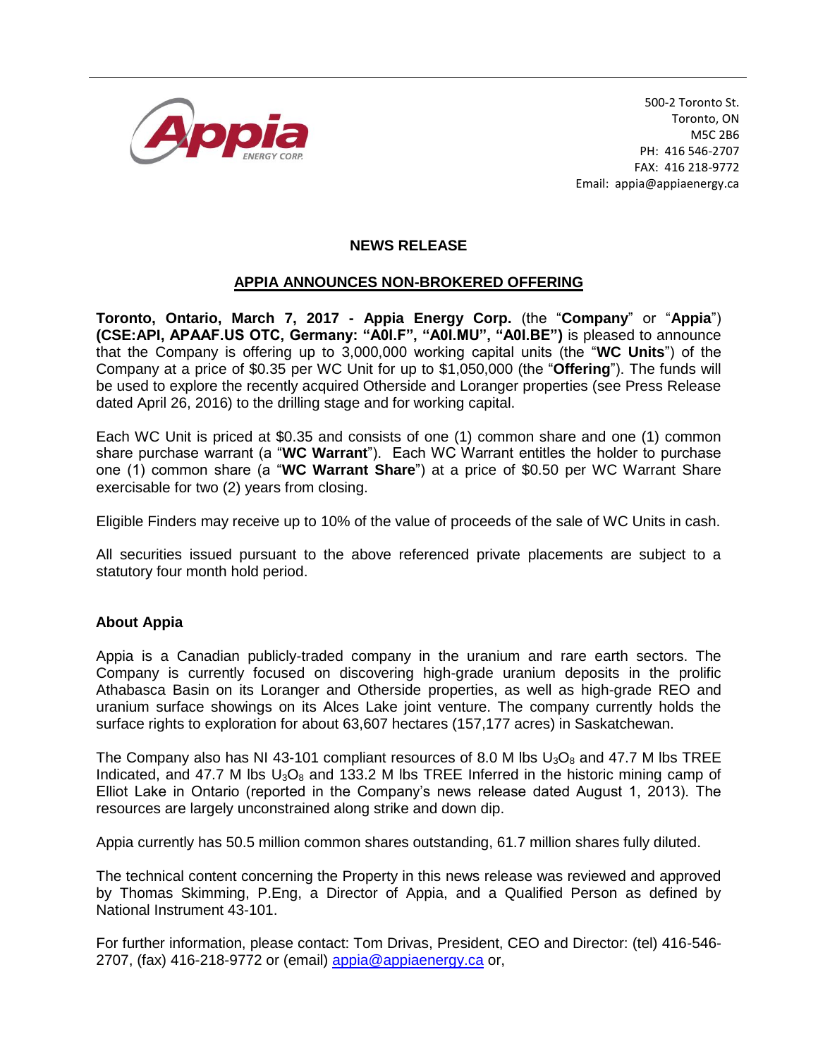500-2 Toronto St.
Toronto, ON
M5C 2B6
PH: 416 546-2707
FAX: 416 218-9772
Email: appia@appiaenergy.ca

## NEWS RELEASE

## APPIA ANNOUNCES NON-BROKERED OFFERING

**Toronto, Ontario, March 7, 2017 - Appia Energy Corp.** (the "**Company**" or "**Appia**") **(CSE:API, APAAF.US OTC, Germany: "A0I.F", "A0I.MU", "A0I.BE")** is pleased to announce that the Company is offering up to 3,000,000 working capital units (the "**WC Units**") of the Company at a price of $0.35 per WC Unit for up to $1,050,000 (the "**Offering**"). The funds will be used to explore the recently acquired Otherside and Loranger properties (see Press Release dated April 26, 2016) to the drilling stage and for working capital.

Each WC Unit is priced at $0.35 and consists of one (1) common share and one (1) common share purchase warrant (a "**WC Warrant**"). Each WC Warrant entitles the holder to purchase one (1) common share (a "**WC Warrant Share**") at a price of $0.50 per WC Warrant Share exercisable for two (2) years from closing.

Eligible Finders may receive up to 10% of the value of proceeds of the sale of WC Units in cash.

All securities issued pursuant to the above referenced private placements are subject to a statutory four month hold period.

### About Appia

Appia is a Canadian publicly-traded company in the uranium and rare earth sectors. The Company is currently focused on discovering high-grade uranium deposits in the prolific Athabasca Basin on its Loranger and Otherside properties, as well as high-grade REO and uranium surface showings on its Alces Lake joint venture. The company currently holds the surface rights to exploration for about 63,607 hectares (157,177 acres) in Saskatchewan.

The Company also has NI 43-101 compliant resources of 8.0 M lbs $U_3O_8$ and 47.7 M lbs TREE Indicated, and 47.7 M lbs $U_3O_8$ and 133.2 M lbs TREE Inferred in the historic mining camp of Elliot Lake in Ontario (reported in the Company's news release dated August 1, 2013). The resources are largely unconstrained along strike and down dip.

Appia currently has 50.5 million common shares outstanding, 61.7 million shares fully diluted.

The technical content concerning the Property in this news release was reviewed and approved by Thomas Skimming, P.Eng, a Director of Appia, and a Qualified Person as defined by National Instrument 43-101.

For further information, please contact: Tom Drivas, President, CEO and Director: (tel) 416-546-2707, (fax) 416-218-9772 or (email) appia@appiaenergy.ca or,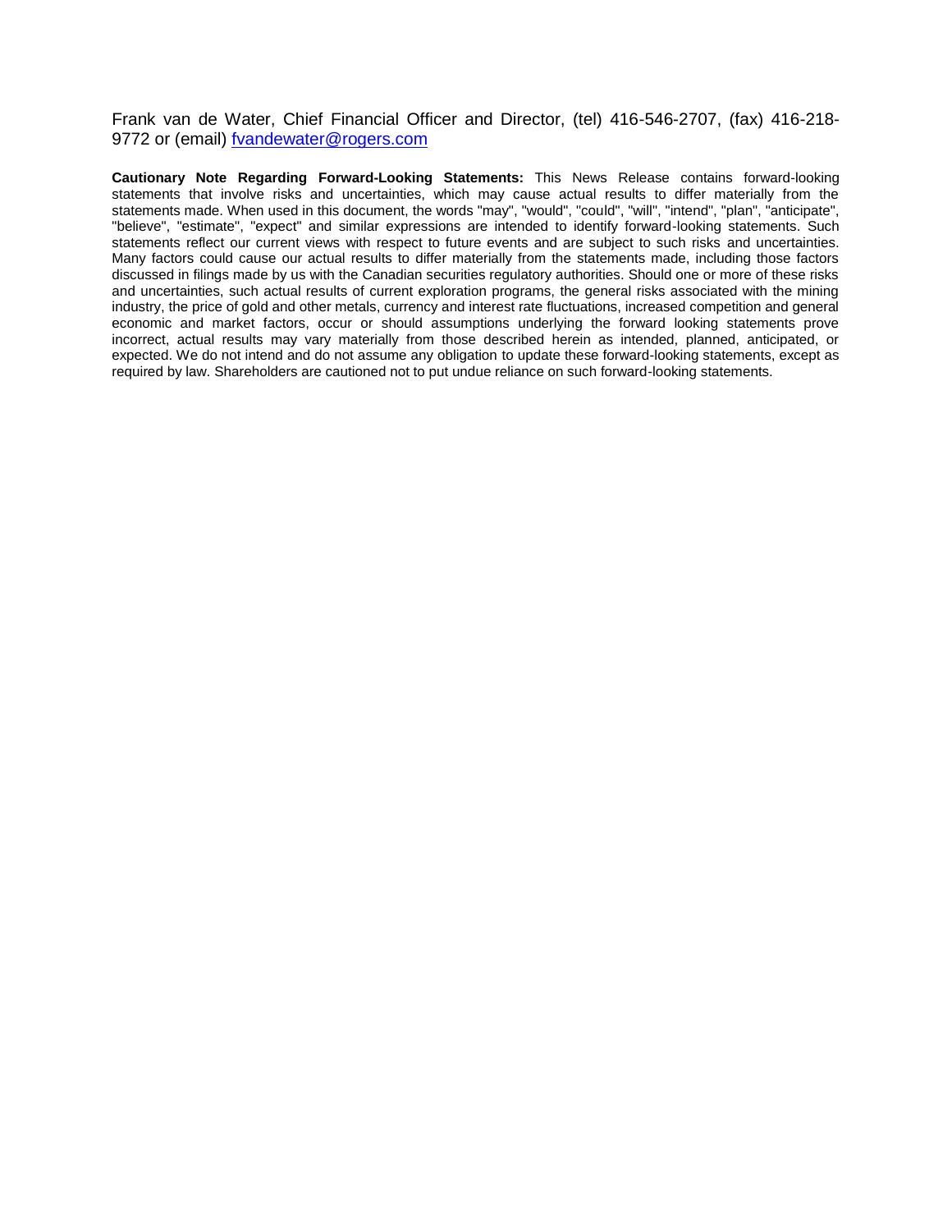Frank van de Water, Chief Financial Officer and Director, (tel) 416-546-2707, (fax) 416-218-9772 or (email) fvandewater@rogers.com

**Cautionary Note Regarding Forward-Looking Statements:** This News Release contains forward-looking statements that involve risks and uncertainties, which may cause actual results to differ materially from the statements made. When used in this document, the words "may", "would", "could", "will", "intend", "plan", "anticipate", "believe", "estimate", "expect" and similar expressions are intended to identify forward-looking statements. Such statements reflect our current views with respect to future events and are subject to such risks and uncertainties. Many factors could cause our actual results to differ materially from the statements made, including those factors discussed in filings made by us with the Canadian securities regulatory authorities. Should one or more of these risks and uncertainties, such actual results of current exploration programs, the general risks associated with the mining industry, the price of gold and other metals, currency and interest rate fluctuations, increased competition and general economic and market factors, occur or should assumptions underlying the forward looking statements prove incorrect, actual results may vary materially from those described herein as intended, planned, anticipated, or expected. We do not intend and do not assume any obligation to update these forward-looking statements, except as required by law. Shareholders are cautioned not to put undue reliance on such forward-looking statements.